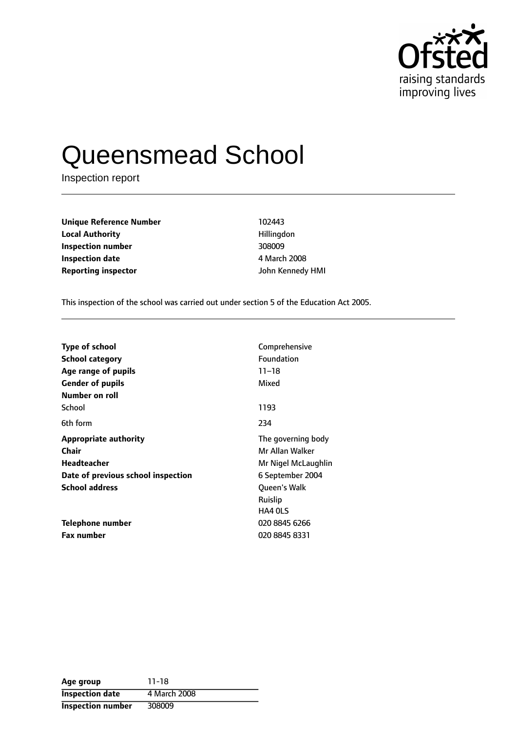# Queensmead School

Inspection report

| | |
|---|---|
| **Unique Reference Number** | 102443 |
| **Local Authority** | Hillingdon |
| **Inspection number** | 308009 |
| **Inspection date** | 4 March 2008 |
| **Reporting inspector** | John Kennedy HMI |

This inspection of the school was carried out under section 5 of the Education Act 2005.

| | |
|---|---|
| **Type of school** | Comprehensive |
| **School category** | Foundation |
| **Age range of pupils** | 11–18 |
| **Gender of pupils** | Mixed |
| **Number on roll** | |
| School | 1193 |
| 6th form | 234 |
| **Appropriate authority** | The governing body |
| **Chair** | Mr Allan Walker |
| **Headteacher** | Mr Nigel McLaughlin |
| **Date of previous school inspection** | 6 September 2004 |
| **School address** | Queen's Walk<br>Ruislip<br>HA4 0LS |
| **Telephone number** | 020 8845 6266 |
| **Fax number** | 020 8845 8331 |

| | |
|---|---|
| **Age group** | 11-18 |
| **Inspection date** | 4 March 2008 |
| **Inspection number** | 308009 |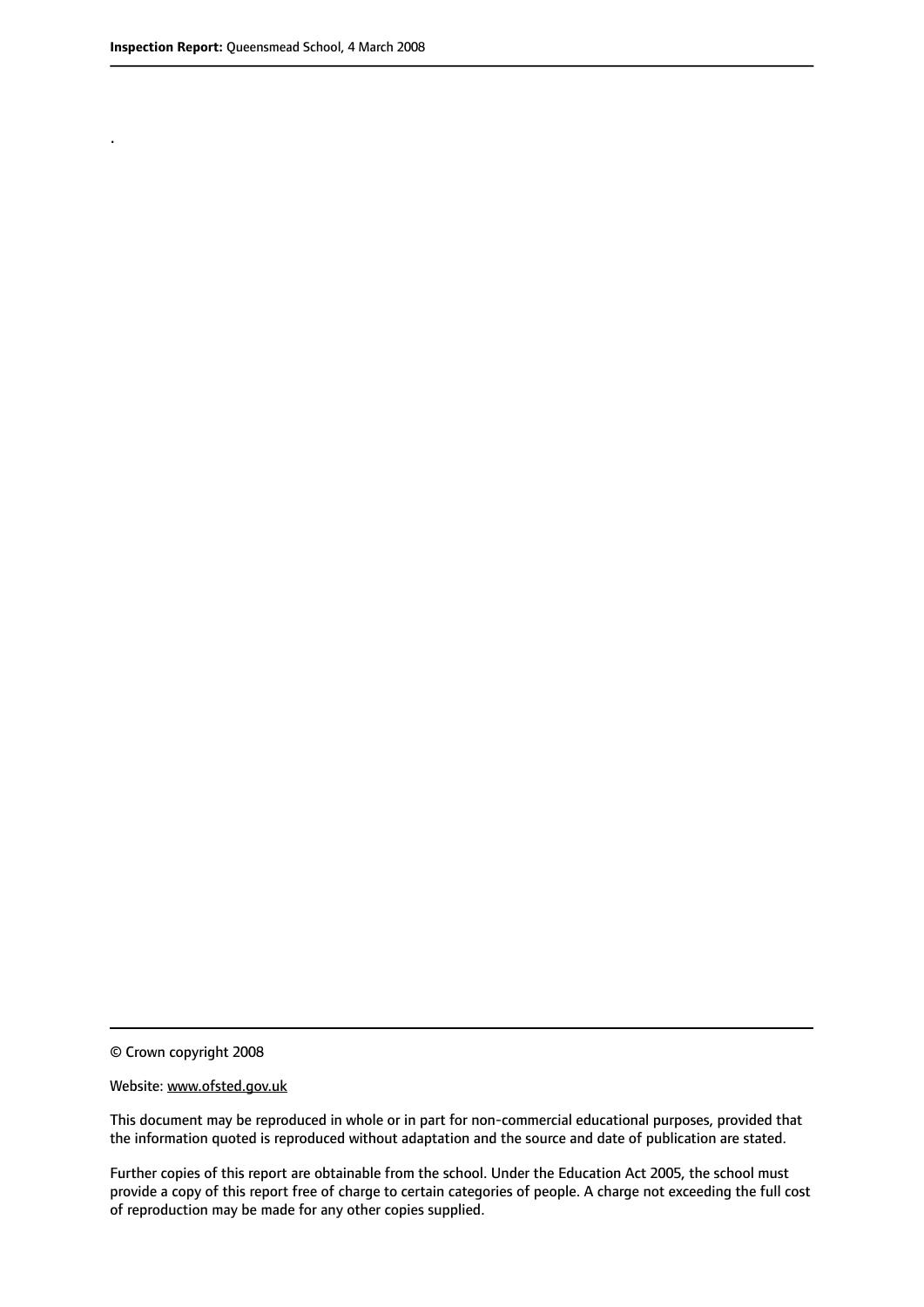.

© Crown copyright 2008

Website: www.ofsted.gov.uk

This document may be reproduced in whole or in part for non-commercial educational purposes, provided that the information quoted is reproduced without adaptation and the source and date of publication are stated.

Further copies of this report are obtainable from the school. Under the Education Act 2005, the school must provide a copy of this report free of charge to certain categories of people. A charge not exceeding the full cost of reproduction may be made for any other copies supplied.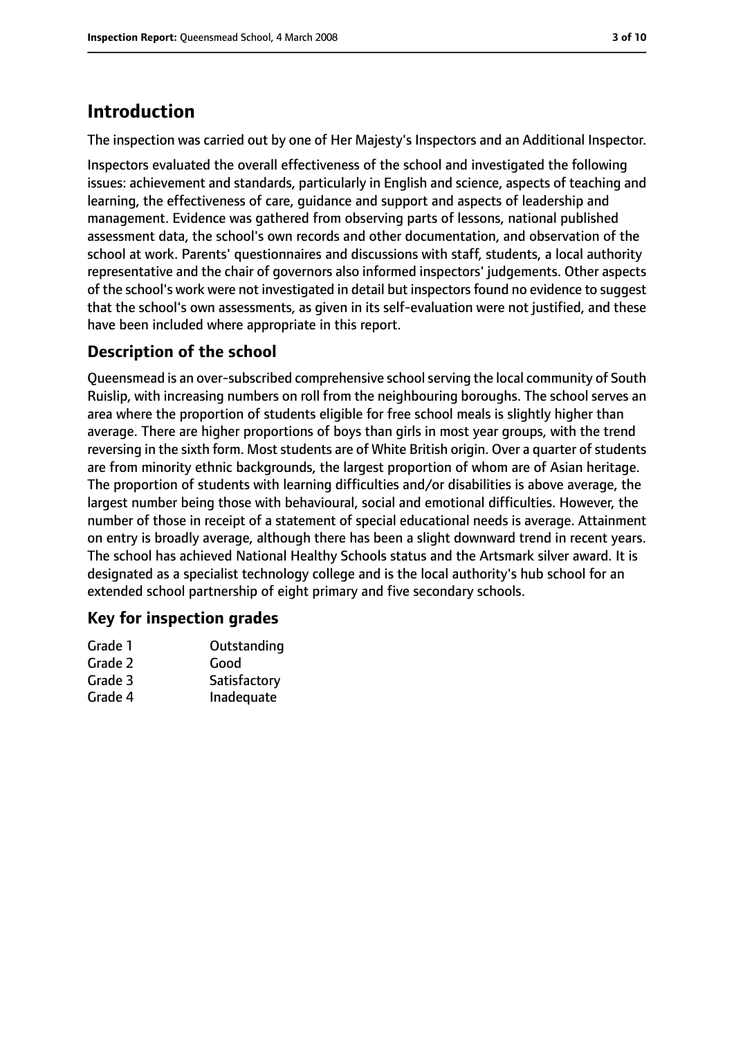# Introduction

The inspection was carried out by one of Her Majesty's Inspectors and an Additional Inspector.

Inspectors evaluated the overall effectiveness of the school and investigated the following issues: achievement and standards, particularly in English and science, aspects of teaching and learning, the effectiveness of care, guidance and support and aspects of leadership and management. Evidence was gathered from observing parts of lessons, national published assessment data, the school's own records and other documentation, and observation of the school at work. Parents' questionnaires and discussions with staff, students, a local authority representative and the chair of governors also informed inspectors' judgements. Other aspects of the school's work were not investigated in detail but inspectors found no evidence to suggest that the school's own assessments, as given in its self-evaluation were not justified, and these have been included where appropriate in this report.

## Description of the school

Queensmead is an over-subscribed comprehensive school serving the local community of South Ruislip, with increasing numbers on roll from the neighbouring boroughs. The school serves an area where the proportion of students eligible for free school meals is slightly higher than average. There are higher proportions of boys than girls in most year groups, with the trend reversing in the sixth form. Most students are of White British origin. Over a quarter of students are from minority ethnic backgrounds, the largest proportion of whom are of Asian heritage. The proportion of students with learning difficulties and/or disabilities is above average, the largest number being those with behavioural, social and emotional difficulties. However, the number of those in receipt of a statement of special educational needs is average. Attainment on entry is broadly average, although there has been a slight downward trend in recent years. The school has achieved National Healthy Schools status and the Artsmark silver award. It is designated as a specialist technology college and is the local authority's hub school for an extended school partnership of eight primary and five secondary schools.

## Key for inspection grades

| | |
|---|---|
| Grade 1 | Outstanding |
| Grade 2 | Good |
| Grade 3 | Satisfactory |
| Grade 4 | Inadequate |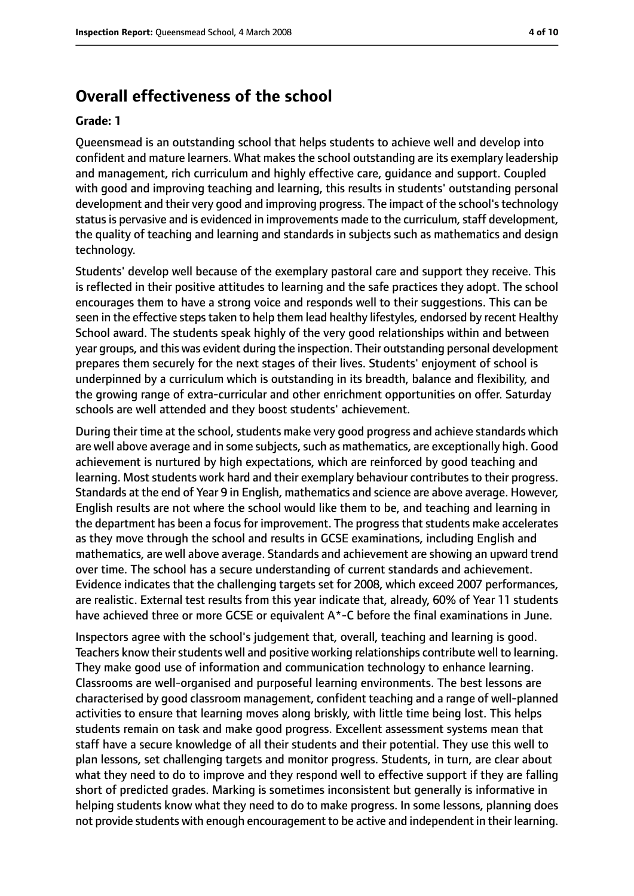## Overall effectiveness of the school

**Grade: 1**

Queensmead is an outstanding school that helps students to achieve well and develop into confident and mature learners. What makes the school outstanding are its exemplary leadership and management, rich curriculum and highly effective care, guidance and support. Coupled with good and improving teaching and learning, this results in students' outstanding personal development and their very good and improving progress. The impact of the school's technology status is pervasive and is evidenced in improvements made to the curriculum, staff development, the quality of teaching and learning and standards in subjects such as mathematics and design technology.

Students' develop well because of the exemplary pastoral care and support they receive. This is reflected in their positive attitudes to learning and the safe practices they adopt. The school encourages them to have a strong voice and responds well to their suggestions. This can be seen in the effective steps taken to help them lead healthy lifestyles, endorsed by recent Healthy School award. The students speak highly of the very good relationships within and between year groups, and this was evident during the inspection. Their outstanding personal development prepares them securely for the next stages of their lives. Students' enjoyment of school is underpinned by a curriculum which is outstanding in its breadth, balance and flexibility, and the growing range of extra-curricular and other enrichment opportunities on offer. Saturday schools are well attended and they boost students' achievement.

During their time at the school, students make very good progress and achieve standards which are well above average and in some subjects, such as mathematics, are exceptionally high. Good achievement is nurtured by high expectations, which are reinforced by good teaching and learning. Most students work hard and their exemplary behaviour contributes to their progress. Standards at the end of Year 9 in English, mathematics and science are above average. However, English results are not where the school would like them to be, and teaching and learning in the department has been a focus for improvement. The progress that students make accelerates as they move through the school and results in GCSE examinations, including English and mathematics, are well above average. Standards and achievement are showing an upward trend over time. The school has a secure understanding of current standards and achievement. Evidence indicates that the challenging targets set for 2008, which exceed 2007 performances, are realistic. External test results from this year indicate that, already, 60% of Year 11 students have achieved three or more GCSE or equivalent A*-C before the final examinations in June.

Inspectors agree with the school's judgement that, overall, teaching and learning is good. Teachers know their students well and positive working relationships contribute well to learning. They make good use of information and communication technology to enhance learning. Classrooms are well-organised and purposeful learning environments. The best lessons are characterised by good classroom management, confident teaching and a range of well-planned activities to ensure that learning moves along briskly, with little time being lost. This helps students remain on task and make good progress. Excellent assessment systems mean that staff have a secure knowledge of all their students and their potential. They use this well to plan lessons, set challenging targets and monitor progress. Students, in turn, are clear about what they need to do to improve and they respond well to effective support if they are falling short of predicted grades. Marking is sometimes inconsistent but generally is informative in helping students know what they need to do to make progress. In some lessons, planning does not provide students with enough encouragement to be active and independent in their learning.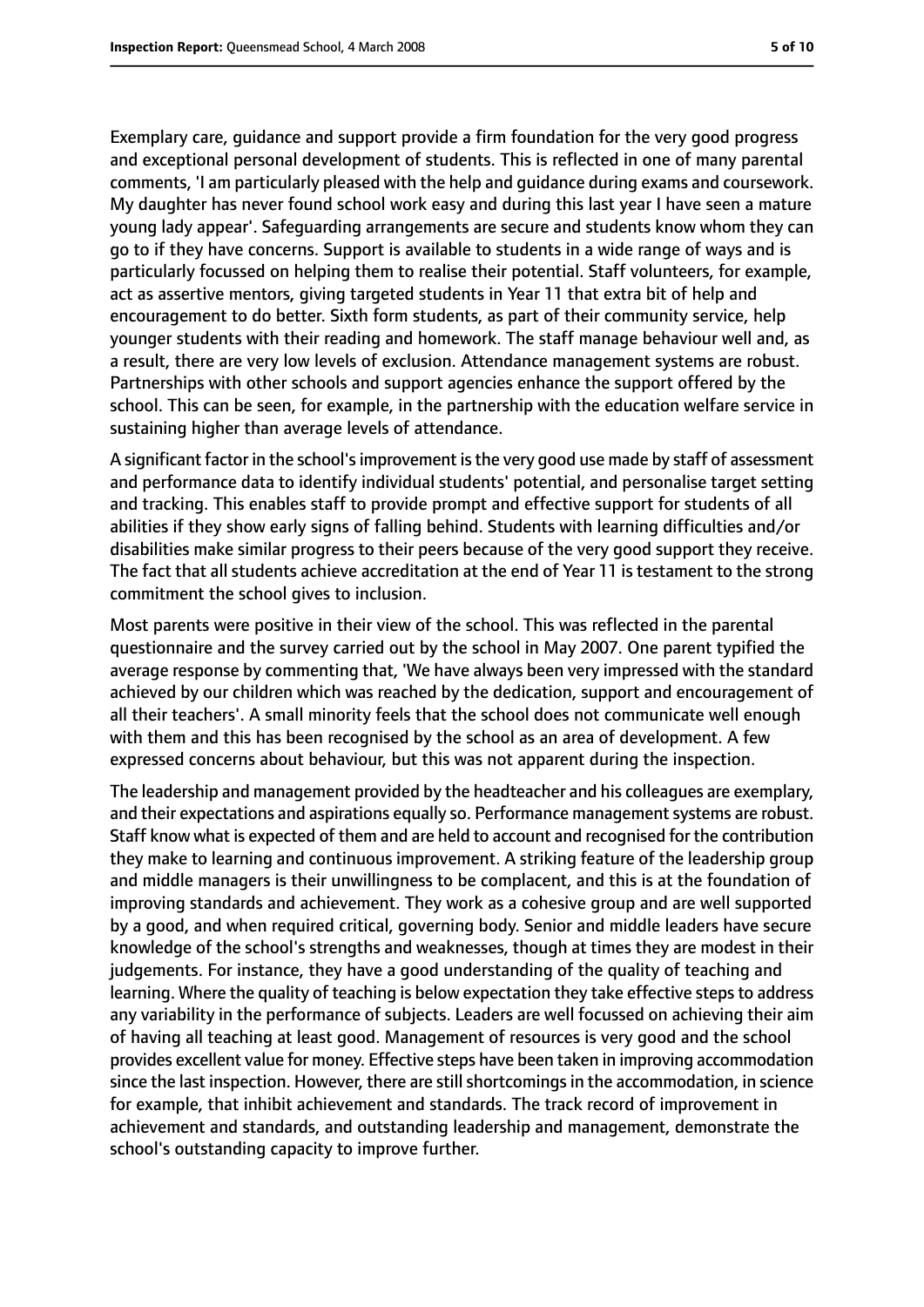Exemplary care, guidance and support provide a firm foundation for the very good progress and exceptional personal development of students. This is reflected in one of many parental comments, 'I am particularly pleased with the help and guidance during exams and coursework. My daughter has never found school work easy and during this last year I have seen a mature young lady appear'. Safeguarding arrangements are secure and students know whom they can go to if they have concerns. Support is available to students in a wide range of ways and is particularly focussed on helping them to realise their potential. Staff volunteers, for example, act as assertive mentors, giving targeted students in Year 11 that extra bit of help and encouragement to do better. Sixth form students, as part of their community service, help younger students with their reading and homework. The staff manage behaviour well and, as a result, there are very low levels of exclusion. Attendance management systems are robust. Partnerships with other schools and support agencies enhance the support offered by the school. This can be seen, for example, in the partnership with the education welfare service in sustaining higher than average levels of attendance.

A significant factor in the school's improvement is the very good use made by staff of assessment and performance data to identify individual students' potential, and personalise target setting and tracking. This enables staff to provide prompt and effective support for students of all abilities if they show early signs of falling behind. Students with learning difficulties and/or disabilities make similar progress to their peers because of the very good support they receive. The fact that all students achieve accreditation at the end of Year 11 is testament to the strong commitment the school gives to inclusion.

Most parents were positive in their view of the school. This was reflected in the parental questionnaire and the survey carried out by the school in May 2007. One parent typified the average response by commenting that, 'We have always been very impressed with the standard achieved by our children which was reached by the dedication, support and encouragement of all their teachers'. A small minority feels that the school does not communicate well enough with them and this has been recognised by the school as an area of development. A few expressed concerns about behaviour, but this was not apparent during the inspection.

The leadership and management provided by the headteacher and his colleagues are exemplary, and their expectations and aspirations equally so. Performance management systems are robust. Staff know what is expected of them and are held to account and recognised for the contribution they make to learning and continuous improvement. A striking feature of the leadership group and middle managers is their unwillingness to be complacent, and this is at the foundation of improving standards and achievement. They work as a cohesive group and are well supported by a good, and when required critical, governing body. Senior and middle leaders have secure knowledge of the school's strengths and weaknesses, though at times they are modest in their judgements. For instance, they have a good understanding of the quality of teaching and learning. Where the quality of teaching is below expectation they take effective steps to address any variability in the performance of subjects. Leaders are well focussed on achieving their aim of having all teaching at least good. Management of resources is very good and the school provides excellent value for money. Effective steps have been taken in improving accommodation since the last inspection. However, there are still shortcomings in the accommodation, in science for example, that inhibit achievement and standards. The track record of improvement in achievement and standards, and outstanding leadership and management, demonstrate the school's outstanding capacity to improve further.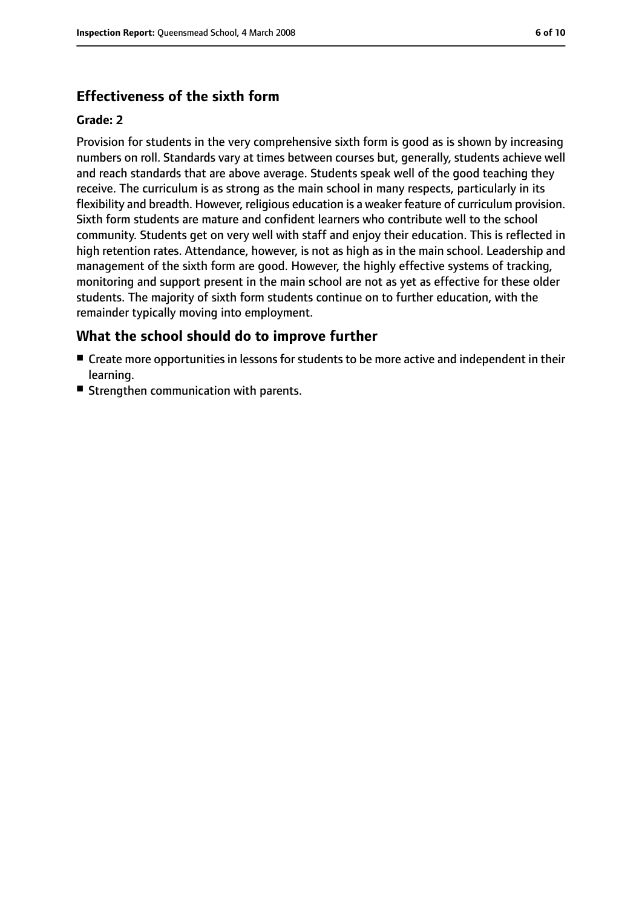## Effectiveness of the sixth form

**Grade: 2**

Provision for students in the very comprehensive sixth form is good as is shown by increasing numbers on roll. Standards vary at times between courses but, generally, students achieve well and reach standards that are above average. Students speak well of the good teaching they receive. The curriculum is as strong as the main school in many respects, particularly in its flexibility and breadth. However, religious education is a weaker feature of curriculum provision. Sixth form students are mature and confident learners who contribute well to the school community. Students get on very well with staff and enjoy their education. This is reflected in high retention rates. Attendance, however, is not as high as in the main school. Leadership and management of the sixth form are good. However, the highly effective systems of tracking, monitoring and support present in the main school are not as yet as effective for these older students. The majority of sixth form students continue on to further education, with the remainder typically moving into employment.

## What the school should do to improve further

- Create more opportunities in lessons for students to be more active and independent in their learning.
- Strengthen communication with parents.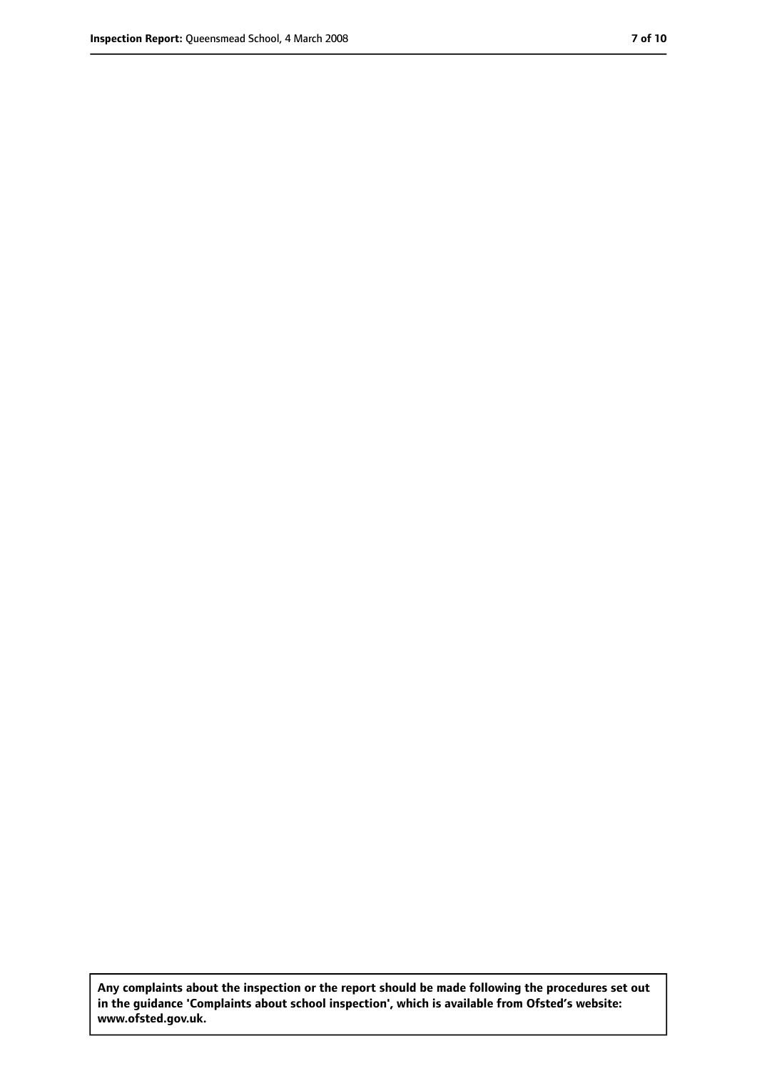**Any complaints about the inspection or the report should be made following the procedures set out in the guidance 'Complaints about school inspection', which is available from Ofsted's website: www.ofsted.gov.uk.**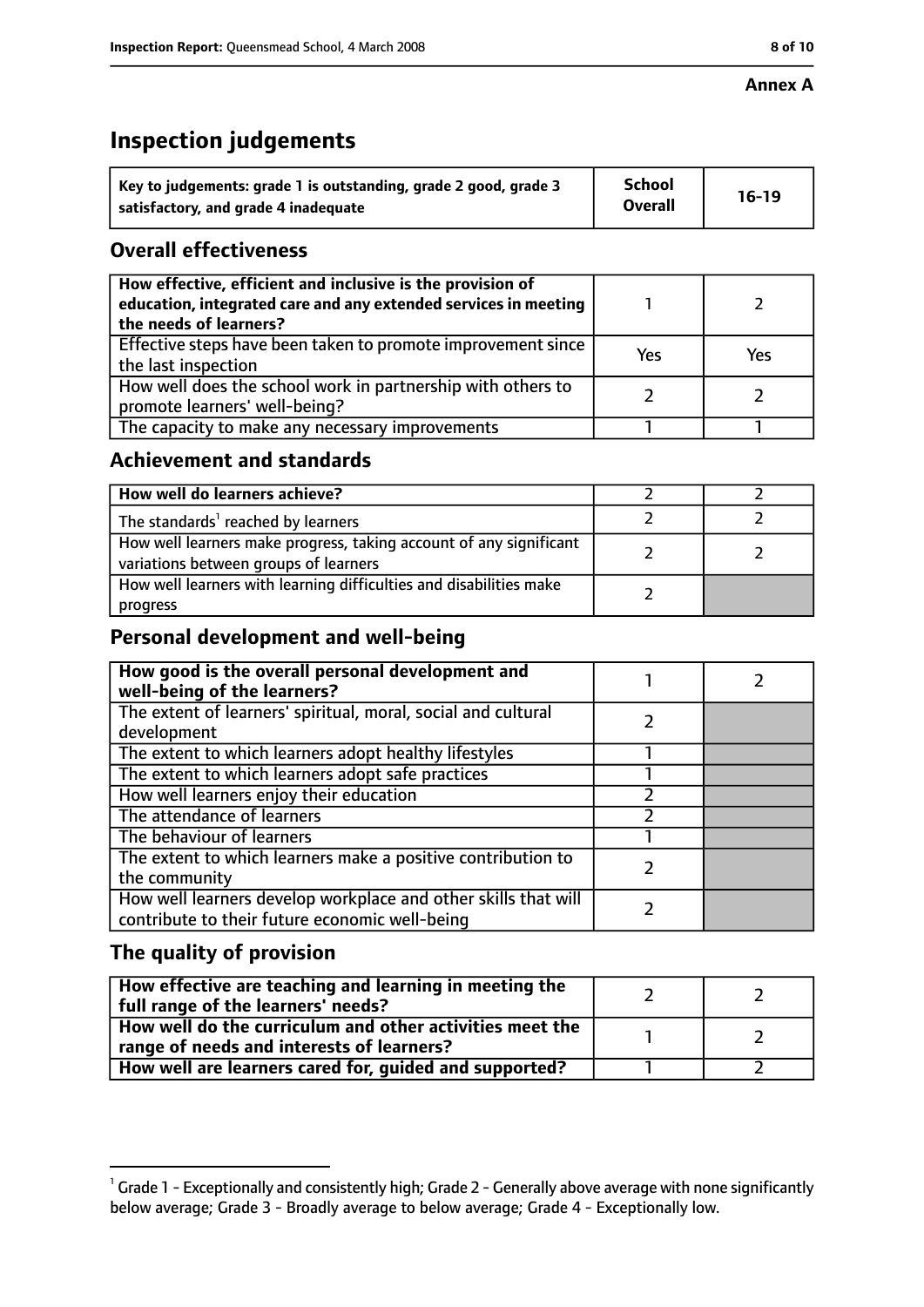**Annex A**

# Inspection judgements

| Key to judgements: grade 1 is outstanding, grade 2 good, grade 3 satisfactory, and grade 4 inadequate | School Overall | 16-19 |
|---|---|---|

## Overall effectiveness

| | | |
|---|---|---|
| **How effective, efficient and inclusive is the provision of education, integrated care and any extended services in meeting the needs of learners?** | 1 | 2 |
| Effective steps have been taken to promote improvement since the last inspection | Yes | Yes |
| How well does the school work in partnership with others to promote learners' well-being? | 2 | 2 |
| The capacity to make any necessary improvements | 1 | 1 |

## Achievement and standards

| | | |
|---|---|---|
| **How well do learners achieve?** | 2 | 2 |
| The standards[1] reached by learners | 2 | 2 |
| How well learners make progress, taking account of any significant variations between groups of learners | 2 | 2 |
| How well learners with learning difficulties and disabilities make progress | 2 | |

## Personal development and well-being

| | | |
|---|---|---|
| **How good is the overall personal development and well-being of the learners?** | 1 | 2 |
| The extent of learners' spiritual, moral, social and cultural development | 2 | |
| The extent to which learners adopt healthy lifestyles | 1 | |
| The extent to which learners adopt safe practices | 1 | |
| How well learners enjoy their education | 2 | |
| The attendance of learners | 2 | |
| The behaviour of learners | 1 | |
| The extent to which learners make a positive contribution to the community | 2 | |
| How well learners develop workplace and other skills that will contribute to their future economic well-being | 2 | |

## The quality of provision

| | | |
|---|---|---|
| **How effective are teaching and learning in meeting the full range of the learners' needs?** | 2 | 2 |
| **How well do the curriculum and other activities meet the range of needs and interests of learners?** | 1 | 2 |
| **How well are learners cared for, guided and supported?** | 1 | 2 |

[1] Grade 1 - Exceptionally and consistently high; Grade 2 - Generally above average with none significantly below average; Grade 3 - Broadly average to below average; Grade 4 - Exceptionally low.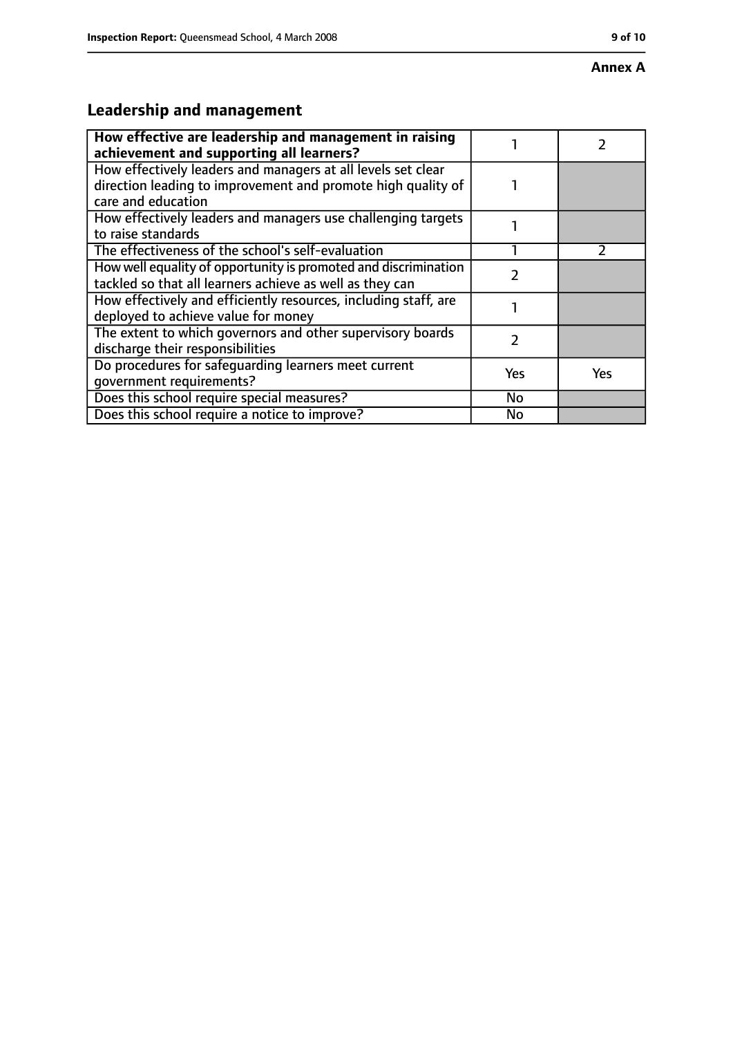**Annex A**

## Leadership and management

| How effective are leadership and management in raising achievement and supporting all learners? | 1 | 2 |
|---|---|---|
| How effectively leaders and managers at all levels set clear direction leading to improvement and promote high quality of care and education | 1 | |
| How effectively leaders and managers use challenging targets to raise standards | 1 | |
| The effectiveness of the school's self-evaluation | 1 | 2 |
| How well equality of opportunity is promoted and discrimination tackled so that all learners achieve as well as they can | 2 | |
| How effectively and efficiently resources, including staff, are deployed to achieve value for money | 1 | |
| The extent to which governors and other supervisory boards discharge their responsibilities | 2 | |
| Do procedures for safeguarding learners meet current government requirements? | Yes | Yes |
| Does this school require special measures? | No | |
| Does this school require a notice to improve? | No | |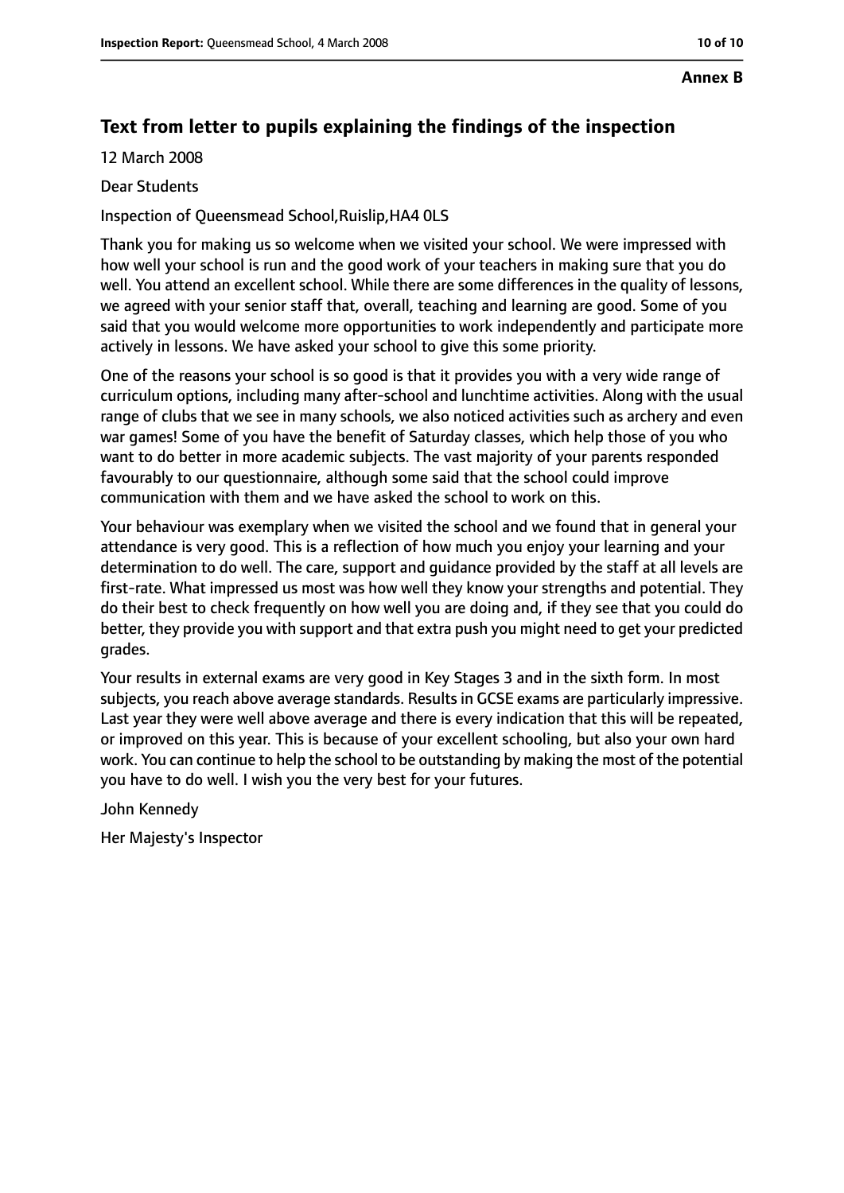**Annex B**

## Text from letter to pupils explaining the findings of the inspection

12 March 2008

Dear Students

Inspection of Queensmead School,Ruislip,HA4 0LS

Thank you for making us so welcome when we visited your school. We were impressed with how well your school is run and the good work of your teachers in making sure that you do well. You attend an excellent school. While there are some differences in the quality of lessons, we agreed with your senior staff that, overall, teaching and learning are good. Some of you said that you would welcome more opportunities to work independently and participate more actively in lessons. We have asked your school to give this some priority.

One of the reasons your school is so good is that it provides you with a very wide range of curriculum options, including many after-school and lunchtime activities. Along with the usual range of clubs that we see in many schools, we also noticed activities such as archery and even war games! Some of you have the benefit of Saturday classes, which help those of you who want to do better in more academic subjects. The vast majority of your parents responded favourably to our questionnaire, although some said that the school could improve communication with them and we have asked the school to work on this.

Your behaviour was exemplary when we visited the school and we found that in general your attendance is very good. This is a reflection of how much you enjoy your learning and your determination to do well. The care, support and guidance provided by the staff at all levels are first-rate. What impressed us most was how well they know your strengths and potential. They do their best to check frequently on how well you are doing and, if they see that you could do better, they provide you with support and that extra push you might need to get your predicted grades.

Your results in external exams are very good in Key Stages 3 and in the sixth form. In most subjects, you reach above average standards. Results in GCSE exams are particularly impressive. Last year they were well above average and there is every indication that this will be repeated, or improved on this year. This is because of your excellent schooling, but also your own hard work. You can continue to help the school to be outstanding by making the most of the potential you have to do well. I wish you the very best for your futures.

John Kennedy

Her Majesty's Inspector